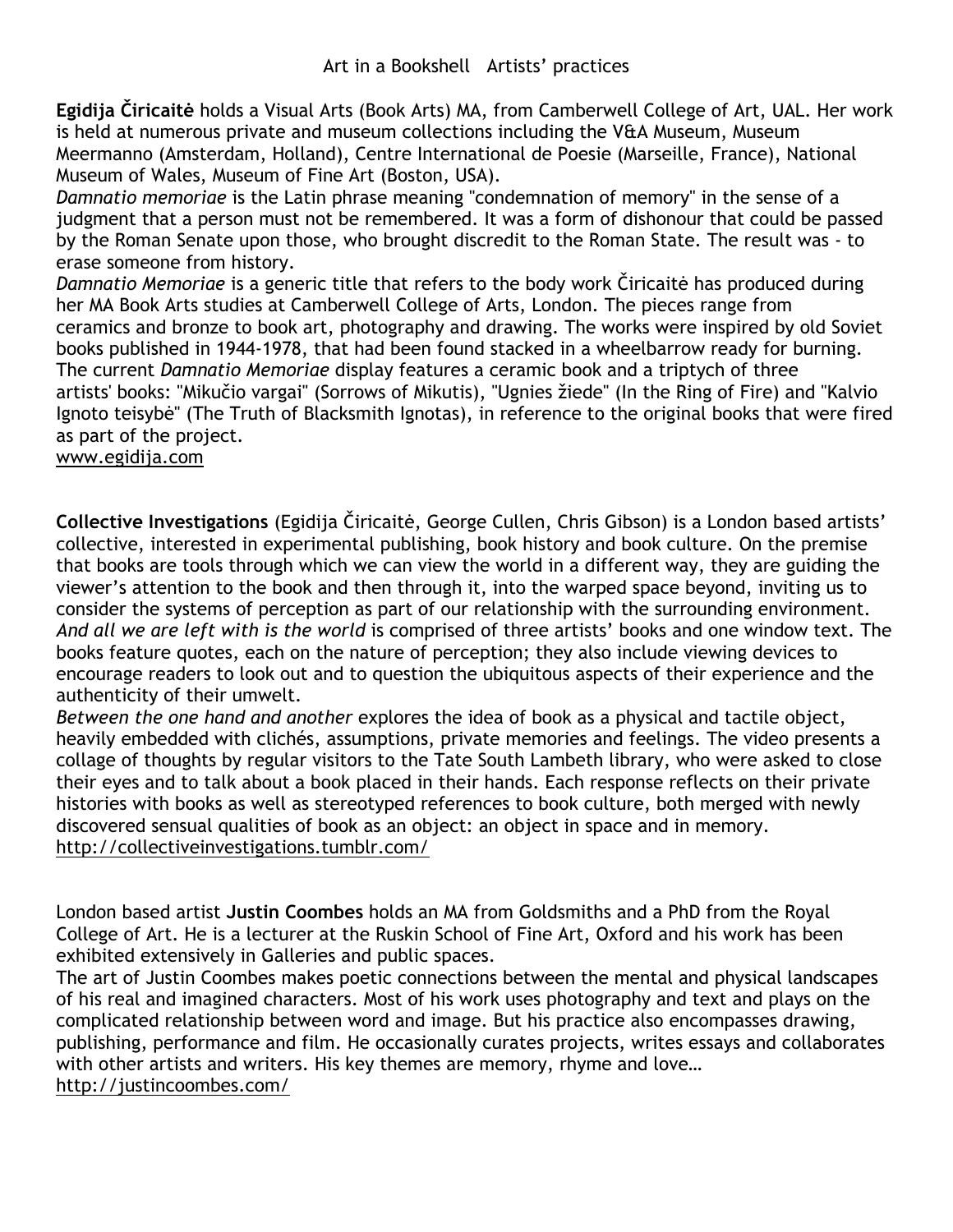# Art in a Bookshell   Artists' practices

**Egidija Čiricaitė** holds a Visual Arts (Book Arts) MA, from Camberwell College of Art, UAL. Her work is held at numerous private and museum collections including the V&A Museum, Museum Meermanno (Amsterdam, Holland), Centre International de Poesie (Marseille, France), National Museum of Wales, Museum of Fine Art (Boston, USA).

*Damnatio memoriae* is the Latin phrase meaning "condemnation of memory" in the sense of a judgment that a person must not be remembered. It was a form of dishonour that could be passed by the Roman Senate upon those, who brought discredit to the Roman State. The result was - to erase someone from history.

*Damnatio Memoriae* is a generic title that refers to the body work Čiricaitė has produced during her MA Book Arts studies at Camberwell College of Arts, London. The pieces range from ceramics and bronze to book art, photography and drawing. The works were inspired by old Soviet books published in 1944-1978, that had been found stacked in a wheelbarrow ready for burning. The current *Damnatio Memoriae* display features a ceramic book and a triptych of three artists' books: "Mikučio vargai" (Sorrows of Mikutis), "Ugnies žiede" (In the Ring of Fire) and "Kalvio Ignoto teisybė" (The Truth of Blacksmith Ignotas), in reference to the original books that were fired as part of the project.

www.egidija.com

**Collective Investigations** (Egidija Čiricaitė, George Cullen, Chris Gibson) is a London based artists' collective, interested in experimental publishing, book history and book culture. On the premise that books are tools through which we can view the world in a different way, they are guiding the viewer's attention to the book and then through it, into the warped space beyond, inviting us to consider the systems of perception as part of our relationship with the surrounding environment.

*And all we are left with is the world* is comprised of three artists' books and one window text. The books feature quotes, each on the nature of perception; they also include viewing devices to encourage readers to look out and to question the ubiquitous aspects of their experience and the authenticity of their umwelt.

*Between the one hand and another* explores the idea of book as a physical and tactile object, heavily embedded with clichés, assumptions, private memories and feelings. The video presents a collage of thoughts by regular visitors to the Tate South Lambeth library, who were asked to close their eyes and to talk about a book placed in their hands. Each response reflects on their private histories with books as well as stereotyped references to book culture, both merged with newly discovered sensual qualities of book as an object: an object in space and in memory.

http://collectiveinvestigations.tumblr.com/

London based artist **Justin Coombes** holds an MA from Goldsmiths and a PhD from the Royal College of Art. He is a lecturer at the Ruskin School of Fine Art, Oxford and his work has been exhibited extensively in Galleries and public spaces.

The art of Justin Coombes makes poetic connections between the mental and physical landscapes of his real and imagined characters. Most of his work uses photography and text and plays on the complicated relationship between word and image. But his practice also encompasses drawing, publishing, performance and film. He occasionally curates projects, writes essays and collaborates with other artists and writers. His key themes are memory, rhyme and love…

http://justincoombes.com/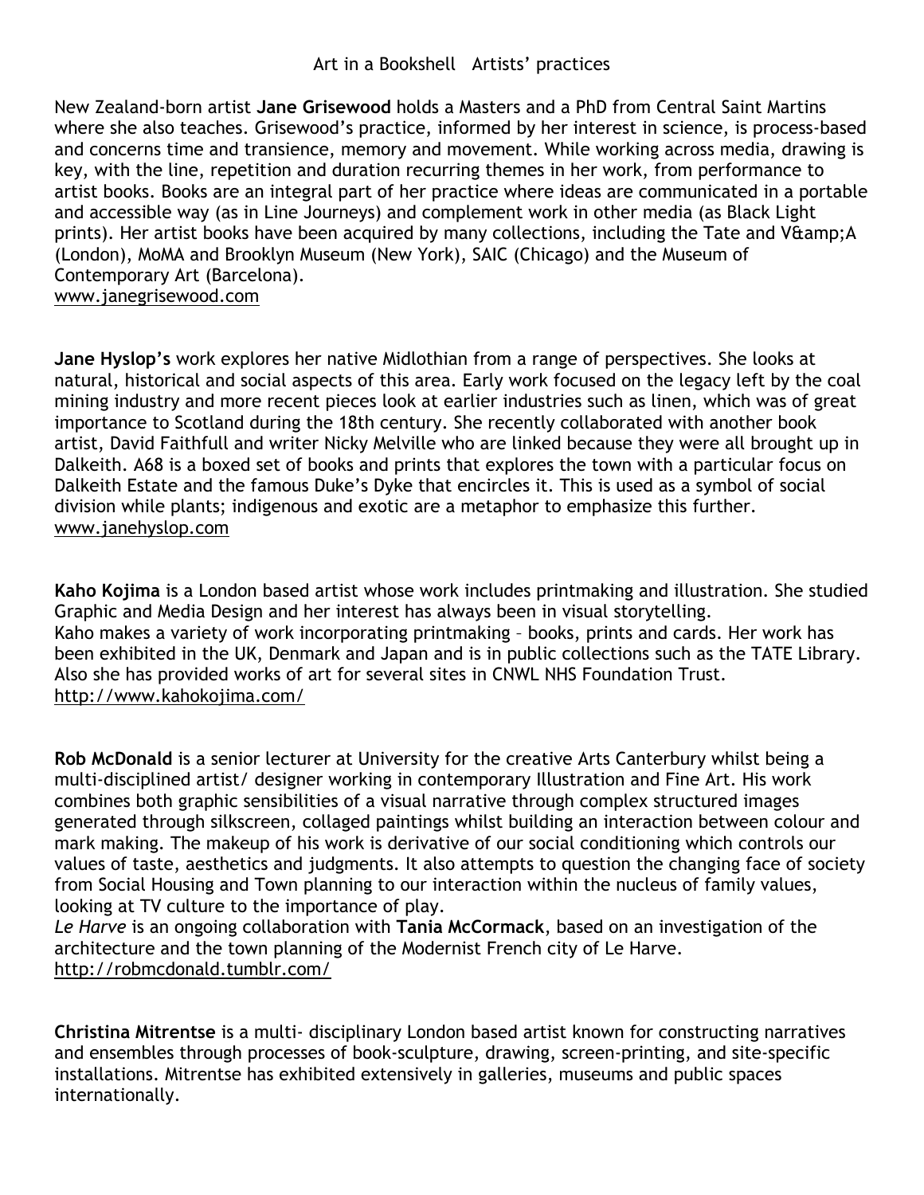Art in a Bookshell   Artists' practices

New Zealand-born artist **Jane Grisewood** holds a Masters and a PhD from Central Saint Martins where she also teaches. Grisewood's practice, informed by her interest in science, is process-based and concerns time and transience, memory and movement. While working across media, drawing is key, with the line, repetition and duration recurring themes in her work, from performance to artist books. Books are an integral part of her practice where ideas are communicated in a portable and accessible way (as in Line Journeys) and complement work in other media (as Black Light prints). Her artist books have been acquired by many collections, including the Tate and V&amp;A (London), MoMA and Brooklyn Museum (New York), SAIC (Chicago) and the Museum of Contemporary Art (Barcelona).
www.janegrisewood.com

**Jane Hyslop's** work explores her native Midlothian from a range of perspectives. She looks at natural, historical and social aspects of this area. Early work focused on the legacy left by the coal mining industry and more recent pieces look at earlier industries such as linen, which was of great importance to Scotland during the 18th century. She recently collaborated with another book artist, David Faithfull and writer Nicky Melville who are linked because they were all brought up in Dalkeith. A68 is a boxed set of books and prints that explores the town with a particular focus on Dalkeith Estate and the famous Duke's Dyke that encircles it. This is used as a symbol of social division while plants; indigenous and exotic are a metaphor to emphasize this further.
www.janehyslop.com

**Kaho Kojima** is a London based artist whose work includes printmaking and illustration. She studied Graphic and Media Design and her interest has always been in visual storytelling.
Kaho makes a variety of work incorporating printmaking – books, prints and cards. Her work has been exhibited in the UK, Denmark and Japan and is in public collections such as the TATE Library. Also she has provided works of art for several sites in CNWL NHS Foundation Trust.
http://www.kahokojima.com/

**Rob McDonald** is a senior lecturer at University for the creative Arts Canterbury whilst being a multi-disciplined artist/ designer working in contemporary Illustration and Fine Art. His work combines both graphic sensibilities of a visual narrative through complex structured images generated through silkscreen, collaged paintings whilst building an interaction between colour and mark making. The makeup of his work is derivative of our social conditioning which controls our values of taste, aesthetics and judgments. It also attempts to question the changing face of society from Social Housing and Town planning to our interaction within the nucleus of family values, looking at TV culture to the importance of play.
*Le Harve* is an ongoing collaboration with **Tania McCormack**, based on an investigation of the architecture and the town planning of the Modernist French city of Le Harve.
http://robmcdonald.tumblr.com/

**Christina Mitrentse** is a multi- disciplinary London based artist known for constructing narratives and ensembles through processes of book-sculpture, drawing, screen-printing, and site-specific installations. Mitrentse has exhibited extensively in galleries, museums and public spaces internationally.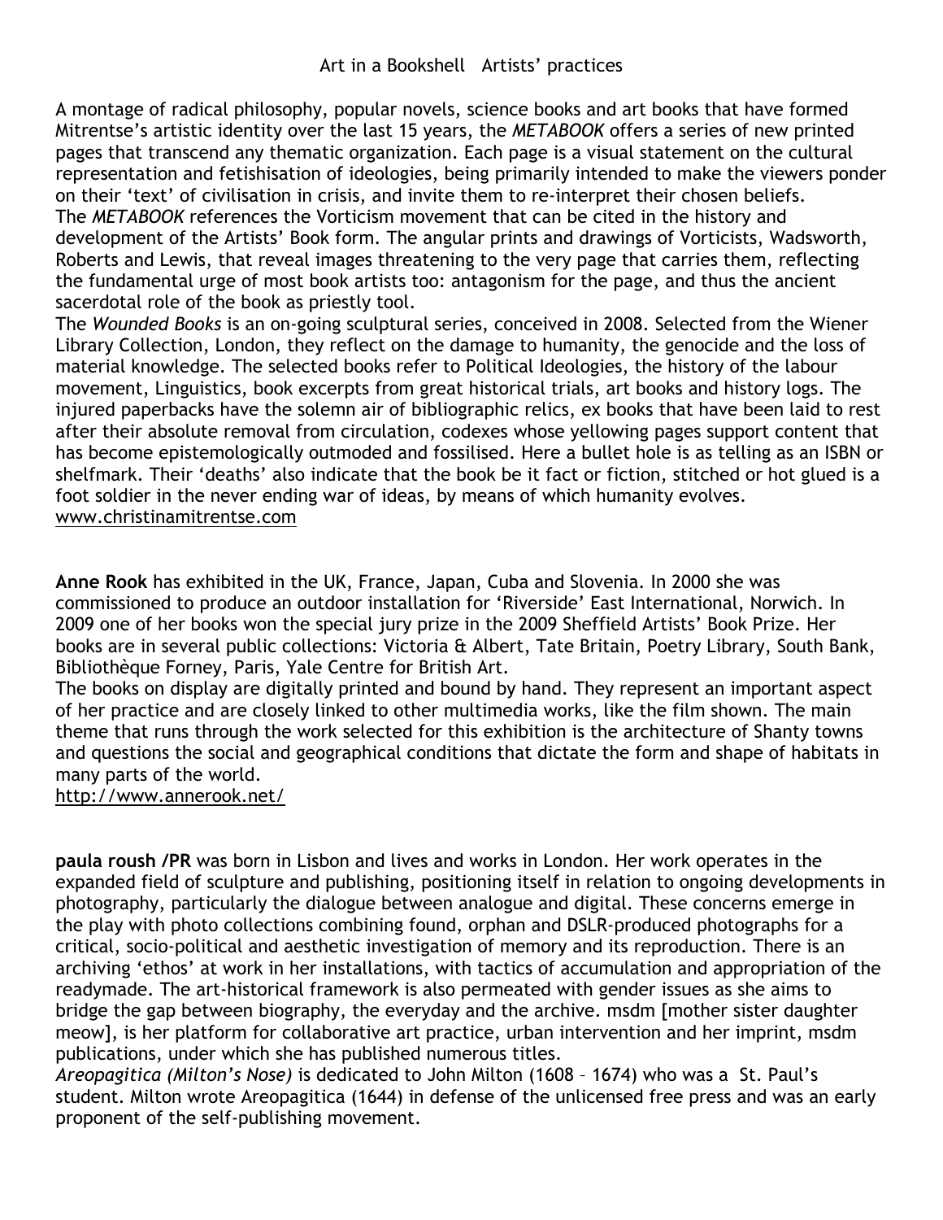Art in a Bookshell   Artists' practices

A montage of radical philosophy, popular novels, science books and art books that have formed Mitrentse's artistic identity over the last 15 years, the *METABOOK* offers a series of new printed pages that transcend any thematic organization. Each page is a visual statement on the cultural representation and fetishisation of ideologies, being primarily intended to make the viewers ponder on their 'text' of civilisation in crisis, and invite them to re-interpret their chosen beliefs.
The *METABOOK* references the Vorticism movement that can be cited in the history and development of the Artists' Book form. The angular prints and drawings of Vorticists, Wadsworth, Roberts and Lewis, that reveal images threatening to the very page that carries them, reflecting the fundamental urge of most book artists too: antagonism for the page, and thus the ancient sacerdotal role of the book as priestly tool.
The *Wounded Books* is an on-going sculptural series, conceived in 2008. Selected from the Wiener Library Collection, London, they reflect on the damage to humanity, the genocide and the loss of material knowledge. The selected books refer to Political Ideologies, the history of the labour movement, Linguistics, book excerpts from great historical trials, art books and history logs. The injured paperbacks have the solemn air of bibliographic relics, ex books that have been laid to rest after their absolute removal from circulation, codexes whose yellowing pages support content that has become epistemologically outmoded and fossilised. Here a bullet hole is as telling as an ISBN or shelfmark. Their 'deaths' also indicate that the book be it fact or fiction, stitched or hot glued is a foot soldier in the never ending war of ideas, by means of which humanity evolves.
www.christinamitrentse.com

**Anne Rook** has exhibited in the UK, France, Japan, Cuba and Slovenia. In 2000 she was commissioned to produce an outdoor installation for 'Riverside' East International, Norwich. In 2009 one of her books won the special jury prize in the 2009 Sheffield Artists' Book Prize. Her books are in several public collections: Victoria & Albert, Tate Britain, Poetry Library, South Bank, Bibliothèque Forney, Paris, Yale Centre for British Art.
The books on display are digitally printed and bound by hand. They represent an important aspect of her practice and are closely linked to other multimedia works, like the film shown. The main theme that runs through the work selected for this exhibition is the architecture of Shanty towns and questions the social and geographical conditions that dictate the form and shape of habitats in many parts of the world.
http://www.annerook.net/

**paula roush /PR** was born in Lisbon and lives and works in London. Her work operates in the expanded field of sculpture and publishing, positioning itself in relation to ongoing developments in photography, particularly the dialogue between analogue and digital. These concerns emerge in the play with photo collections combining found, orphan and DSLR-produced photographs for a critical, socio-political and aesthetic investigation of memory and its reproduction. There is an archiving 'ethos' at work in her installations, with tactics of accumulation and appropriation of the readymade. The art-historical framework is also permeated with gender issues as she aims to bridge the gap between biography, the everyday and the archive. msdm [mother sister daughter meow], is her platform for collaborative art practice, urban intervention and her imprint, msdm publications, under which she has published numerous titles.
*Areopagitica (Milton's Nose)* is dedicated to John Milton (1608 – 1674) who was a St. Paul's student. Milton wrote Areopagitica (1644) in defense of the unlicensed free press and was an early proponent of the self-publishing movement.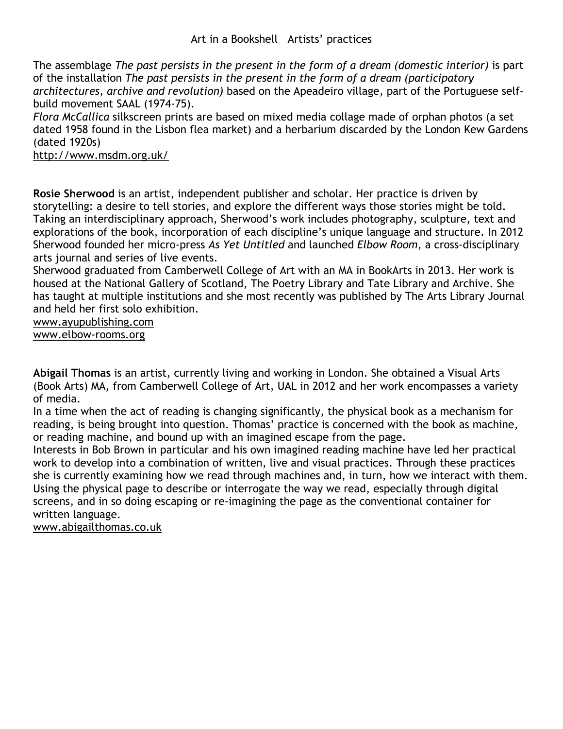Art in a Bookshell Artists' practices

The assemblage *The past persists in the present in the form of a dream (domestic interior)* is part of the installation *The past persists in the present in the form of a dream (participatory architectures, archive and revolution)* based on the Apeadeiro village, part of the Portuguese self-build movement SAAL (1974-75).

*Flora McCallica* silkscreen prints are based on mixed media collage made of orphan photos (a set dated 1958 found in the Lisbon flea market) and a herbarium discarded by the London Kew Gardens (dated 1920s)

http://www.msdm.org.uk/

**Rosie Sherwood** is an artist, independent publisher and scholar. Her practice is driven by storytelling: a desire to tell stories, and explore the different ways those stories might be told. Taking an interdisciplinary approach, Sherwood's work includes photography, sculpture, text and explorations of the book, incorporation of each discipline's unique language and structure. In 2012 Sherwood founded her micro-press *As Yet Untitled* and launched *Elbow Room*, a cross-disciplinary arts journal and series of live events.

Sherwood graduated from Camberwell College of Art with an MA in BookArts in 2013. Her work is housed at the National Gallery of Scotland, The Poetry Library and Tate Library and Archive. She has taught at multiple institutions and she most recently was published by The Arts Library Journal and held her first solo exhibition.

www.ayupublishing.com

www.elbow-rooms.org

**Abigail Thomas** is an artist, currently living and working in London. She obtained a Visual Arts (Book Arts) MA, from Camberwell College of Art, UAL in 2012 and her work encompasses a variety of media.

In a time when the act of reading is changing significantly, the physical book as a mechanism for reading, is being brought into question. Thomas' practice is concerned with the book as machine, or reading machine, and bound up with an imagined escape from the page.

Interests in Bob Brown in particular and his own imagined reading machine have led her practical work to develop into a combination of written, live and visual practices. Through these practices she is currently examining how we read through machines and, in turn, how we interact with them. Using the physical page to describe or interrogate the way we read, especially through digital screens, and in so doing escaping or re-imagining the page as the conventional container for written language.

www.abigailthomas.co.uk